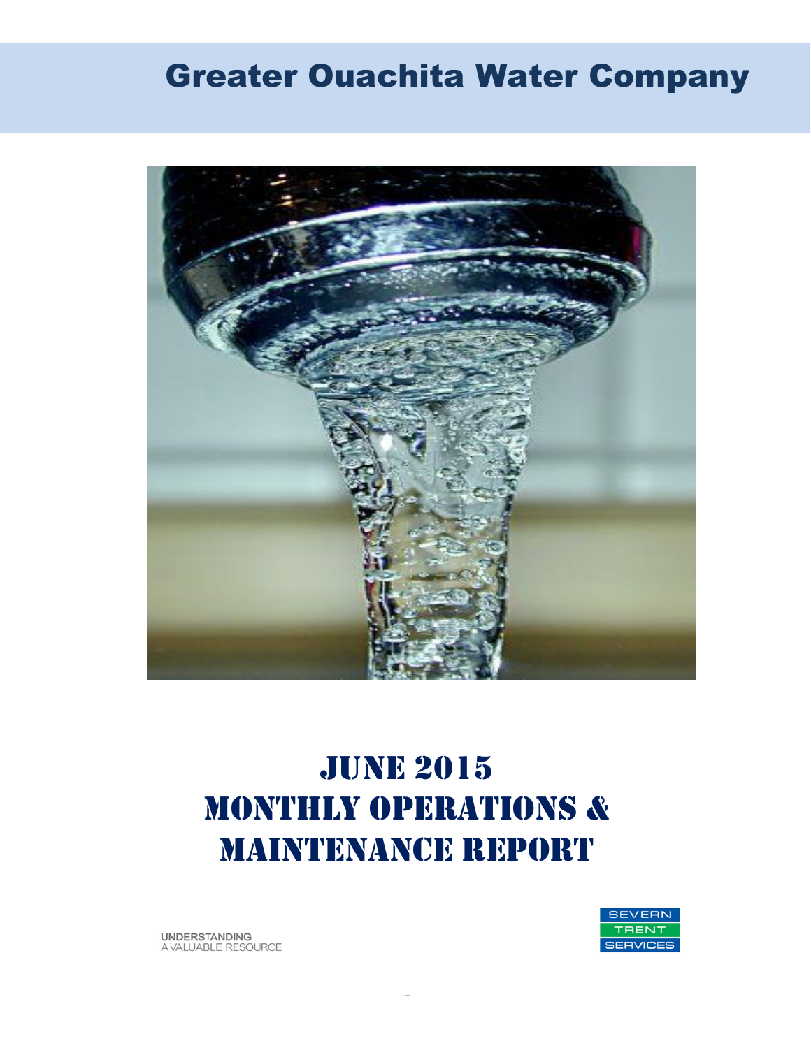# Greater Ouachita Water Company

# June 2015
# Monthly Operations & Maintenance Report

UNDERSTANDING
A VALUABLE RESOURCE

SEVERN
TRENT
SERVICES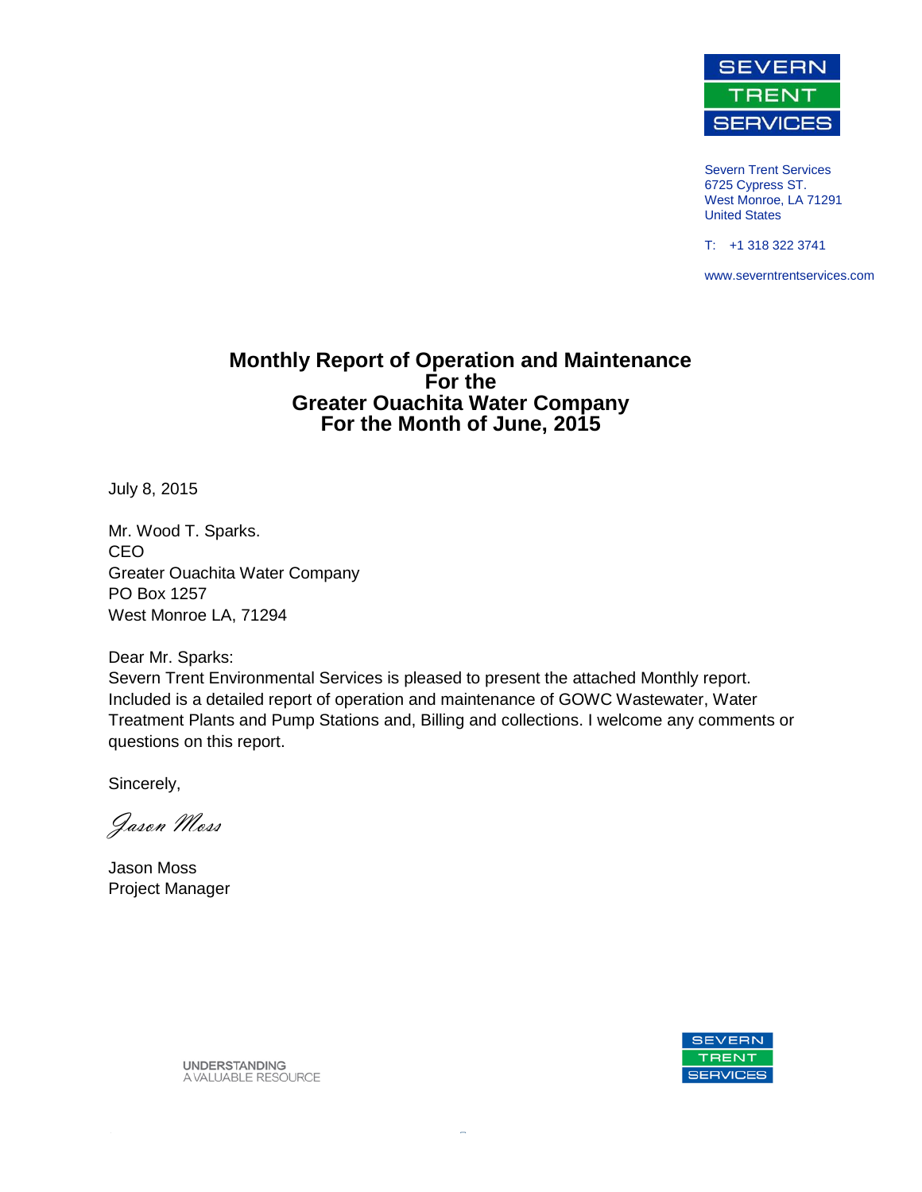Severn Trent Services
6725 Cypress ST.
West Monroe, LA 71291
United States

T: +1 318 322 3741

www.severntrentservices.com

# Monthly Report of Operation and Maintenance
# For the
# Greater Ouachita Water Company
# For the Month of June, 2015

July 8, 2015

Mr. Wood T. Sparks.
CEO
Greater Ouachita Water Company
PO Box 1257
West Monroe LA, 71294

Dear Mr. Sparks:
Severn Trent Environmental Services is pleased to present the attached Monthly report. Included is a detailed report of operation and maintenance of GOWC Wastewater, Water Treatment Plants and Pump Stations and, Billing and collections. I welcome any comments or questions on this report.

Sincerely,

*Jason Moss*

Jason Moss
Project Manager

UNDERSTANDING
A VALUABLE RESOURCE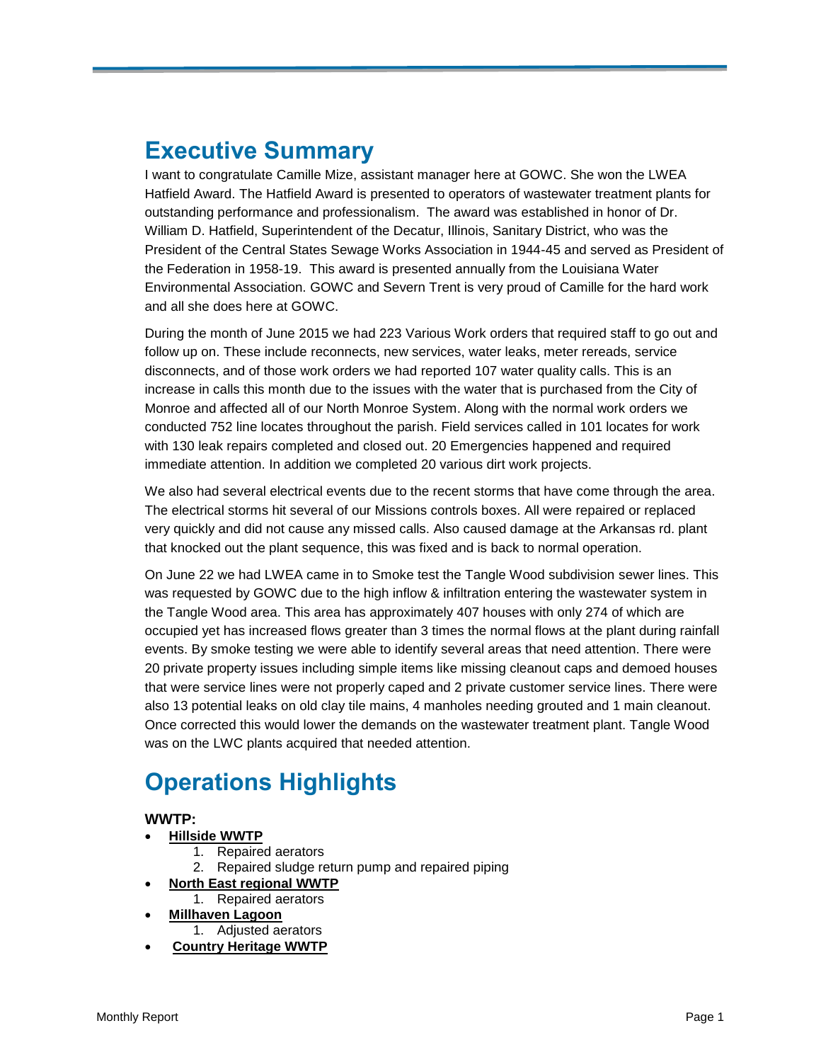# Executive Summary

I want to congratulate Camille Mize, assistant manager here at GOWC. She won the LWEA Hatfield Award. The Hatfield Award is presented to operators of wastewater treatment plants for outstanding performance and professionalism. The award was established in honor of Dr. William D. Hatfield, Superintendent of the Decatur, Illinois, Sanitary District, who was the President of the Central States Sewage Works Association in 1944-45 and served as President of the Federation in 1958-19. This award is presented annually from the Louisiana Water Environmental Association. GOWC and Severn Trent is very proud of Camille for the hard work and all she does here at GOWC.

During the month of June 2015 we had 223 Various Work orders that required staff to go out and follow up on. These include reconnects, new services, water leaks, meter rereads, service disconnects, and of those work orders we had reported 107 water quality calls. This is an increase in calls this month due to the issues with the water that is purchased from the City of Monroe and affected all of our North Monroe System. Along with the normal work orders we conducted 752 line locates throughout the parish. Field services called in 101 locates for work with 130 leak repairs completed and closed out. 20 Emergencies happened and required immediate attention. In addition we completed 20 various dirt work projects.

We also had several electrical events due to the recent storms that have come through the area. The electrical storms hit several of our Missions controls boxes. All were repaired or replaced very quickly and did not cause any missed calls. Also caused damage at the Arkansas rd. plant that knocked out the plant sequence, this was fixed and is back to normal operation.

On June 22 we had LWEA came in to Smoke test the Tangle Wood subdivision sewer lines. This was requested by GOWC due to the high inflow & infiltration entering the wastewater system in the Tangle Wood area. This area has approximately 407 houses with only 274 of which are occupied yet has increased flows greater than 3 times the normal flows at the plant during rainfall events. By smoke testing we were able to identify several areas that need attention. There were 20 private property issues including simple items like missing cleanout caps and demoed houses that were service lines were not properly caped and 2 private customer service lines. There were also 13 potential leaks on old clay tile mains, 4 manholes needing grouted and 1 main cleanout. Once corrected this would lower the demands on the wastewater treatment plant. Tangle Wood was on the LWC plants acquired that needed attention.

# Operations Highlights

**WWTP:**

- **Hillside WWTP**
  1. Repaired aerators
  2. Repaired sludge return pump and repaired piping
- **North East regional WWTP**
  1. Repaired aerators
- **Millhaven Lagoon**
  1. Adjusted aerators
- **Country Heritage WWTP**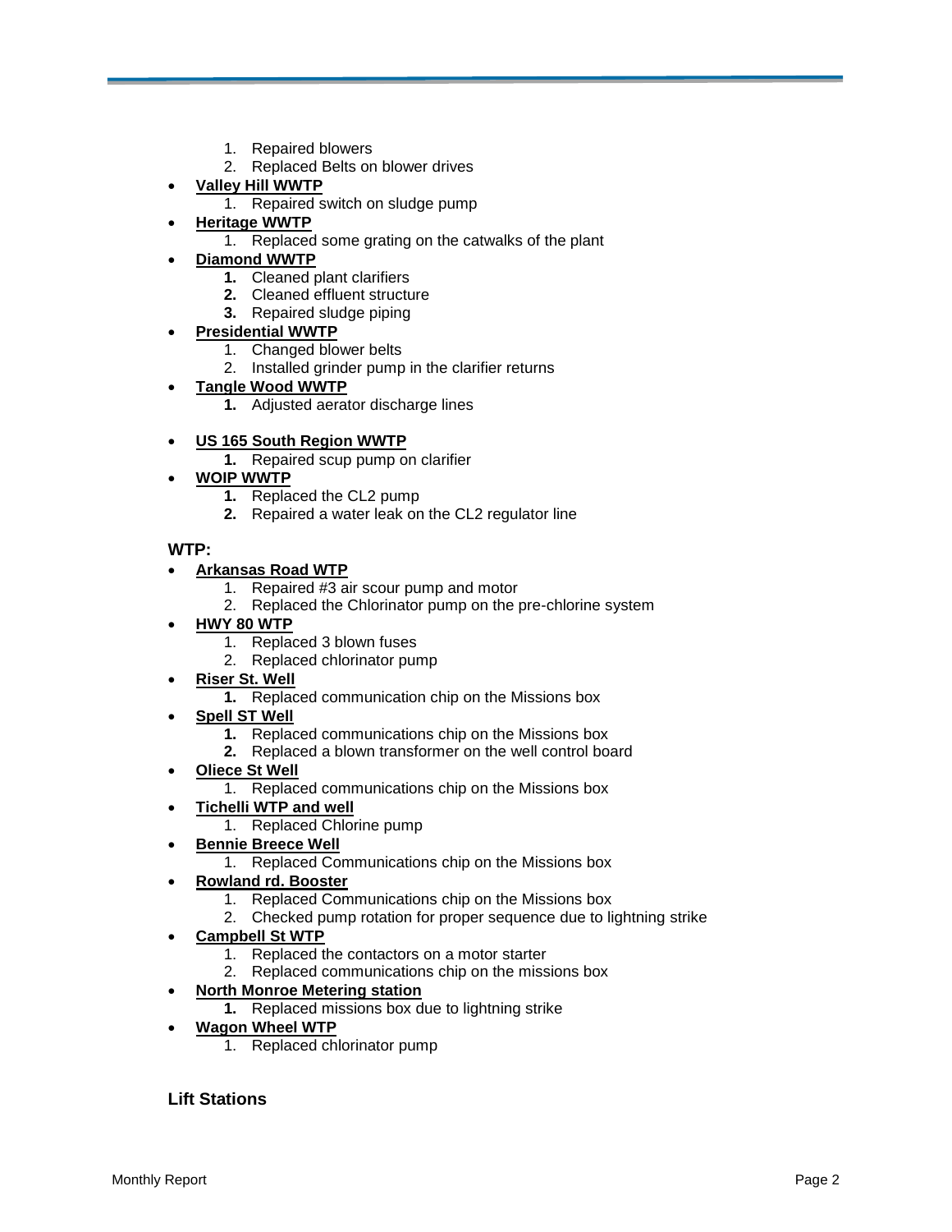1. Repaired blowers
2. Replaced Belts on blower drives

- **Valley Hill WWTP**
    1. Repaired switch on sludge pump
- **Heritage WWTP**
    1. Replaced some grating on the catwalks of the plant
- **Diamond WWTP**
    1. Cleaned plant clarifiers
    2. Cleaned effluent structure
    3. Repaired sludge piping
- **Presidential WWTP**
    1. Changed blower belts
    2. Installed grinder pump in the clarifier returns
- **Tangle Wood WWTP**
    1. Adjusted aerator discharge lines
- **US 165 South Region WWTP**
    1. Repaired scup pump on clarifier
- **WOIP WWTP**
    1. Replaced the CL2 pump
    2. Repaired a water leak on the CL2 regulator line

### WTP:

- **Arkansas Road WTP**
    1. Repaired #3 air scour pump and motor
    2. Replaced the Chlorinator pump on the pre-chlorine system
- **HWY 80 WTP**
    1. Replaced 3 blown fuses
    2. Replaced chlorinator pump
- **Riser St. Well**
    1. Replaced communication chip on the Missions box
- **Spell ST Well**
    1. Replaced communications chip on the Missions box
    2. Replaced a blown transformer on the well control board
- **Oliece St Well**
    1. Replaced communications chip on the Missions box
- **Tichelli WTP and well**
    1. Replaced Chlorine pump
- **Bennie Breece Well**
    1. Replaced Communications chip on the Missions box
- **Rowland rd. Booster**
    1. Replaced Communications chip on the Missions box
    2. Checked pump rotation for proper sequence due to lightning strike
- **Campbell St WTP**
    1. Replaced the contactors on a motor starter
    2. Replaced communications chip on the missions box
- **North Monroe Metering station**
    1. Replaced missions box due to lightning strike
- **Wagon Wheel WTP**
    1. Replaced chlorinator pump

### Lift Stations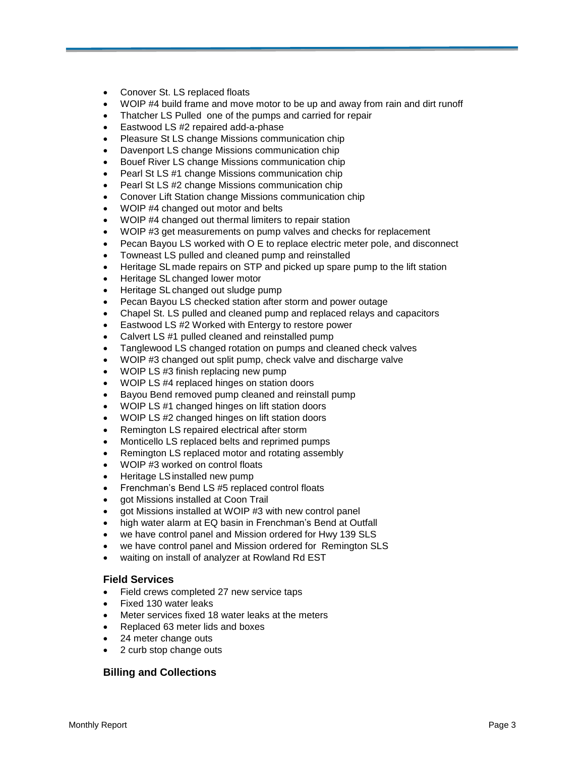- Conover St. LS replaced floats
- WOIP #4 build frame and move motor to be up and away from rain and dirt runoff
- Thatcher LS Pulled one of the pumps and carried for repair
- Eastwood LS #2 repaired add-a-phase
- Pleasure St LS change Missions communication chip
- Davenport LS change Missions communication chip
- Bouef River LS change Missions communication chip
- Pearl St LS #1 change Missions communication chip
- Pearl St LS #2 change Missions communication chip
- Conover Lift Station change Missions communication chip
- WOIP #4 changed out motor and belts
- WOIP #4 changed out thermal limiters to repair station
- WOIP #3 get measurements on pump valves and checks for replacement
- Pecan Bayou LS worked with O E to replace electric meter pole, and disconnect
- Towneast LS pulled and cleaned pump and reinstalled
- Heritage SL made repairs on STP and picked up spare pump to the lift station
- Heritage SL changed lower motor
- Heritage SL changed out sludge pump
- Pecan Bayou LS checked station after storm and power outage
- Chapel St. LS pulled and cleaned pump and replaced relays and capacitors
- Eastwood LS #2 Worked with Entergy to restore power
- Calvert LS #1 pulled cleaned and reinstalled pump
- Tanglewood LS changed rotation on pumps and cleaned check valves
- WOIP #3 changed out split pump, check valve and discharge valve
- WOIP LS #3 finish replacing new pump
- WOIP LS #4 replaced hinges on station doors
- Bayou Bend removed pump cleaned and reinstall pump
- WOIP LS #1 changed hinges on lift station doors
- WOIP LS #2 changed hinges on lift station doors
- Remington LS repaired electrical after storm
- Monticello LS replaced belts and reprimed pumps
- Remington LS replaced motor and rotating assembly
- WOIP #3 worked on control floats
- Heritage LS installed new pump
- Frenchman's Bend LS #5 replaced control floats
- got Missions installed at Coon Trail
- got Missions installed at WOIP #3 with new control panel
- high water alarm at EQ basin in Frenchman's Bend at Outfall
- we have control panel and Mission ordered for Hwy 139 SLS
- we have control panel and Mission ordered for Remington SLS
- waiting on install of analyzer at Rowland Rd EST

### Field Services

- Field crews completed 27 new service taps
- Fixed 130 water leaks
- Meter services fixed 18 water leaks at the meters
- Replaced 63 meter lids and boxes
- 24 meter change outs
- 2 curb stop change outs

### Billing and Collections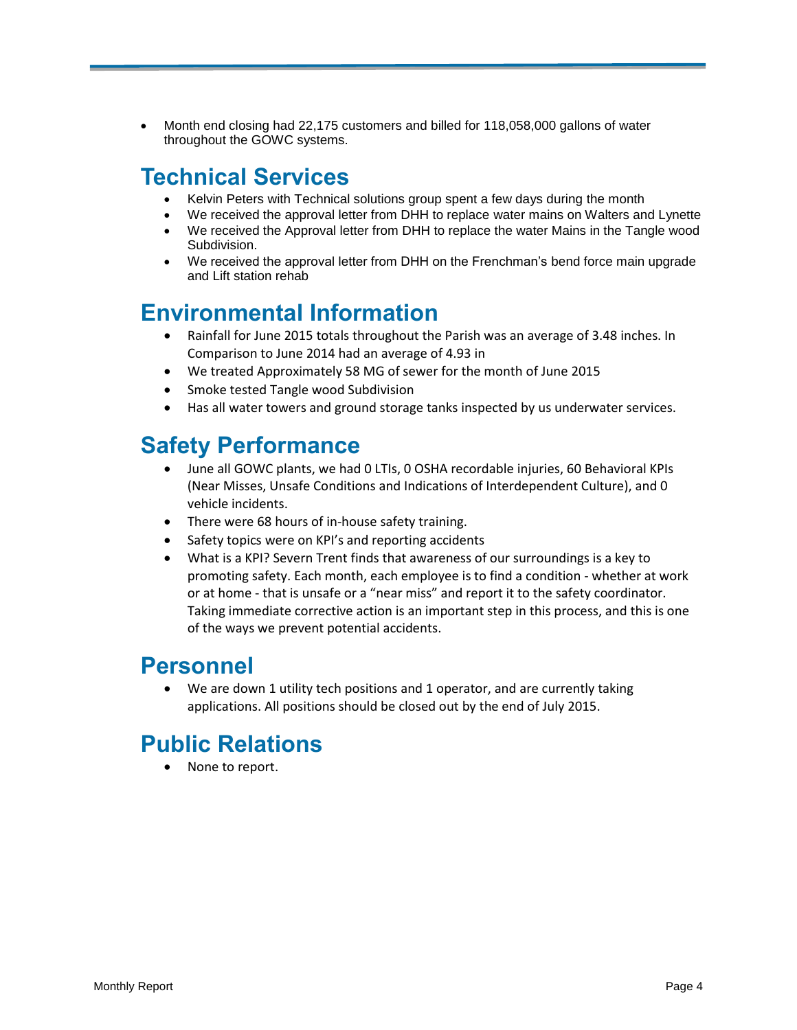- Month end closing had 22,175 customers and billed for 118,058,000 gallons of water throughout the GOWC systems.

## Technical Services

- Kelvin Peters with Technical solutions group spent a few days during the month
- We received the approval letter from DHH to replace water mains on Walters and Lynette
- We received the Approval letter from DHH to replace the water Mains in the Tangle wood Subdivision.
- We received the approval letter from DHH on the Frenchman's bend force main upgrade and Lift station rehab

## Environmental Information

- Rainfall for June 2015 totals throughout the Parish was an average of 3.48 inches. In Comparison to June 2014 had an average of 4.93 in
- We treated Approximately 58 MG of sewer for the month of June 2015
- Smoke tested Tangle wood Subdivision
- Has all water towers and ground storage tanks inspected by us underwater services.

## Safety Performance

- June all GOWC plants, we had 0 LTIs, 0 OSHA recordable injuries, 60 Behavioral KPIs (Near Misses, Unsafe Conditions and Indications of Interdependent Culture), and 0 vehicle incidents.
- There were 68 hours of in-house safety training.
- Safety topics were on KPI's and reporting accidents
- What is a KPI? Severn Trent finds that awareness of our surroundings is a key to promoting safety. Each month, each employee is to find a condition - whether at work or at home - that is unsafe or a "near miss" and report it to the safety coordinator. Taking immediate corrective action is an important step in this process, and this is one of the ways we prevent potential accidents.

## Personnel

- We are down 1 utility tech positions and 1 operator, and are currently taking applications. All positions should be closed out by the end of July 2015.

## Public Relations

- None to report.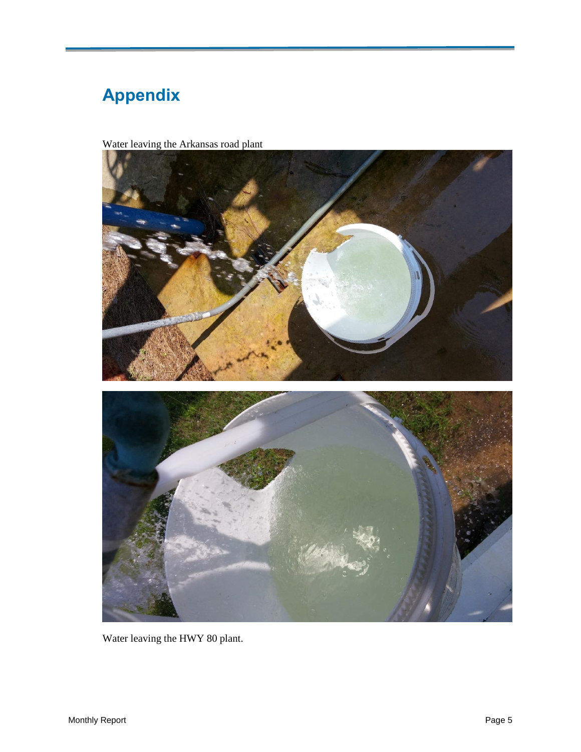# Appendix

Water leaving the Arkansas road plant

Water leaving the HWY 80 plant.